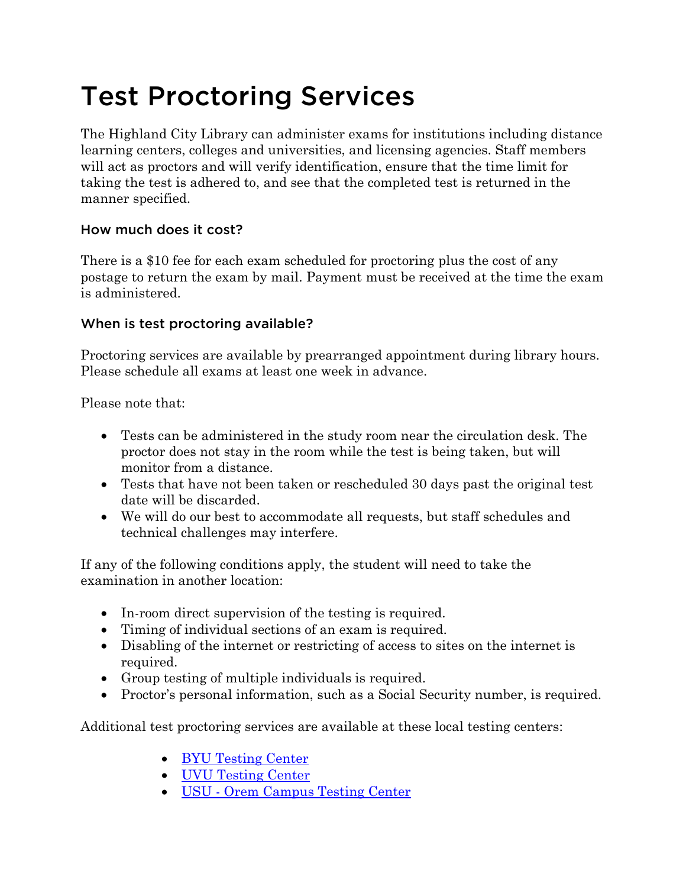# Test Proctoring Services

The Highland City Library can administer exams for institutions including distance learning centers, colleges and universities, and licensing agencies. Staff members will act as proctors and will verify identification, ensure that the time limit for taking the test is adhered to, and see that the completed test is returned in the manner specified.

### How much does it cost?

There is a $10 fee for each exam scheduled for proctoring plus the cost of any postage to return the exam by mail. Payment must be received at the time the exam is administered.

### When is test proctoring available?

Proctoring services are available by prearranged appointment during library hours. Please schedule all exams at least one week in advance.

Please note that:

- Tests can be administered in the study room near the circulation desk. The proctor does not stay in the room while the test is being taken, but will monitor from a distance.
- Tests that have not been taken or rescheduled 30 days past the original test date will be discarded.
- We will do our best to accommodate all requests, but staff schedules and technical challenges may interfere.

If any of the following conditions apply, the student will need to take the examination in another location:

- In-room direct supervision of the testing is required.
- Timing of individual sections of an exam is required.
- Disabling of the internet or restricting of access to sites on the internet is required.
- Group testing of multiple individuals is required.
- Proctor's personal information, such as a Social Security number, is required.

Additional test proctoring services are available at these local testing centers:

- BYU Testing Center
- UVU Testing Center
- USU - Orem Campus Testing Center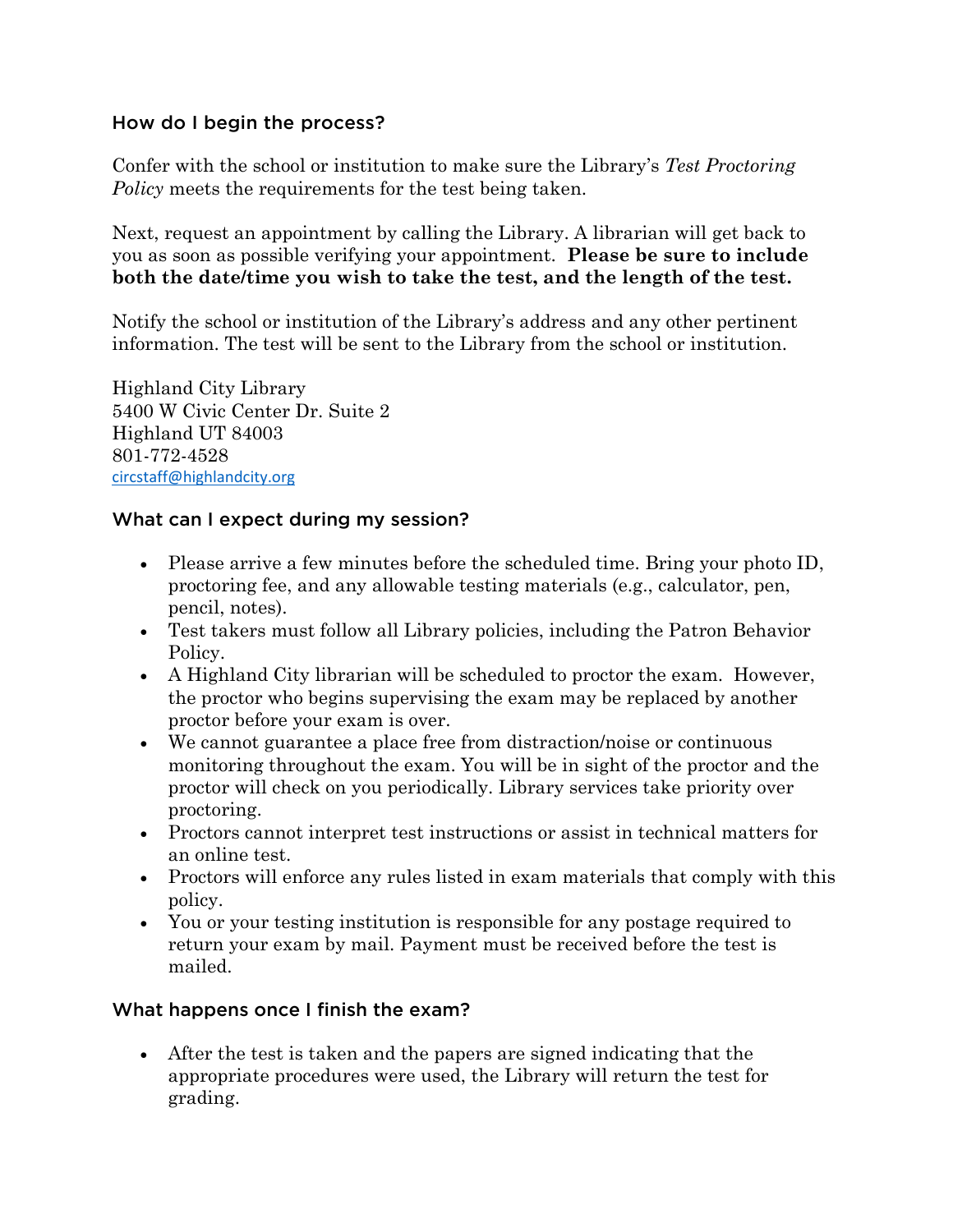## How do I begin the process?

Confer with the school or institution to make sure the Library's *Test Proctoring Policy* meets the requirements for the test being taken.

Next, request an appointment by calling the Library. A librarian will get back to you as soon as possible verifying your appointment. **Please be sure to include both the date/time you wish to take the test, and the length of the test.**

Notify the school or institution of the Library's address and any other pertinent information. The test will be sent to the Library from the school or institution.

Highland City Library
5400 W Civic Center Dr. Suite 2
Highland UT 84003
801-772-4528
circstaff@highlandcity.org

## What can I expect during my session?

- Please arrive a few minutes before the scheduled time. Bring your photo ID, proctoring fee, and any allowable testing materials (e.g., calculator, pen, pencil, notes).
- Test takers must follow all Library policies, including the Patron Behavior Policy.
- A Highland City librarian will be scheduled to proctor the exam. However, the proctor who begins supervising the exam may be replaced by another proctor before your exam is over.
- We cannot guarantee a place free from distraction/noise or continuous monitoring throughout the exam. You will be in sight of the proctor and the proctor will check on you periodically. Library services take priority over proctoring.
- Proctors cannot interpret test instructions or assist in technical matters for an online test.
- Proctors will enforce any rules listed in exam materials that comply with this policy.
- You or your testing institution is responsible for any postage required to return your exam by mail. Payment must be received before the test is mailed.

## What happens once I finish the exam?

- After the test is taken and the papers are signed indicating that the appropriate procedures were used, the Library will return the test for grading.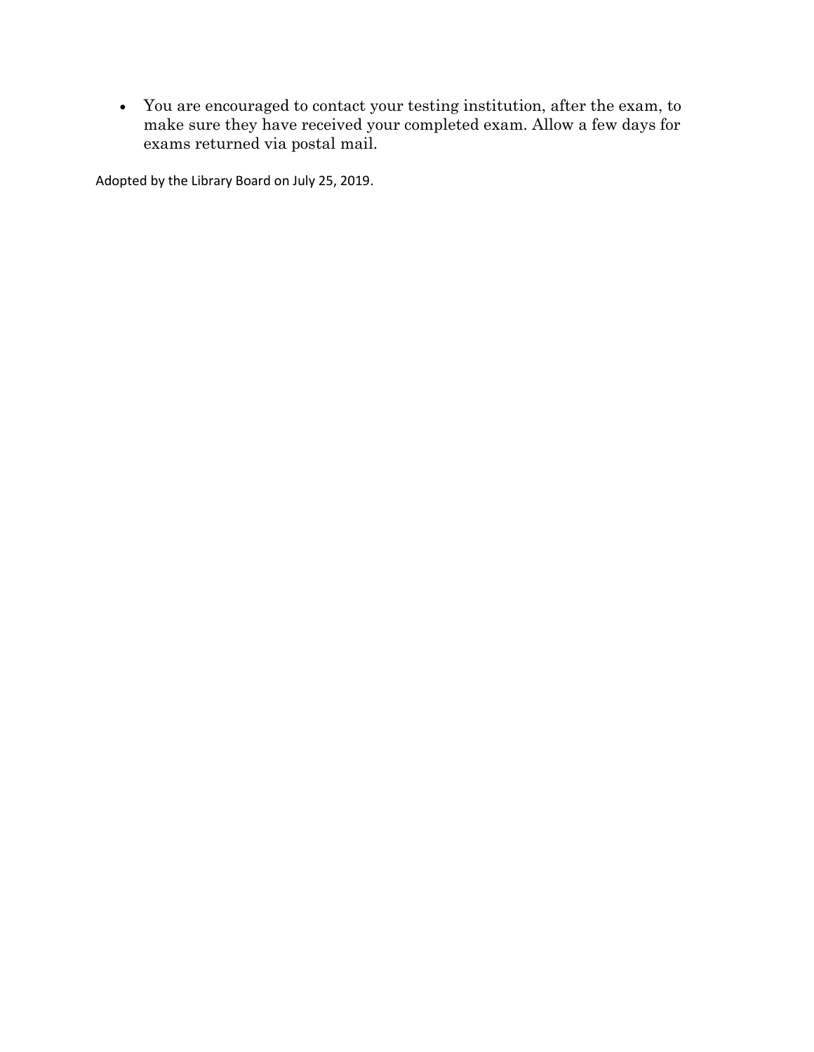- You are encouraged to contact your testing institution, after the exam, to make sure they have received your completed exam. Allow a few days for exams returned via postal mail.

Adopted by the Library Board on July 25, 2019.